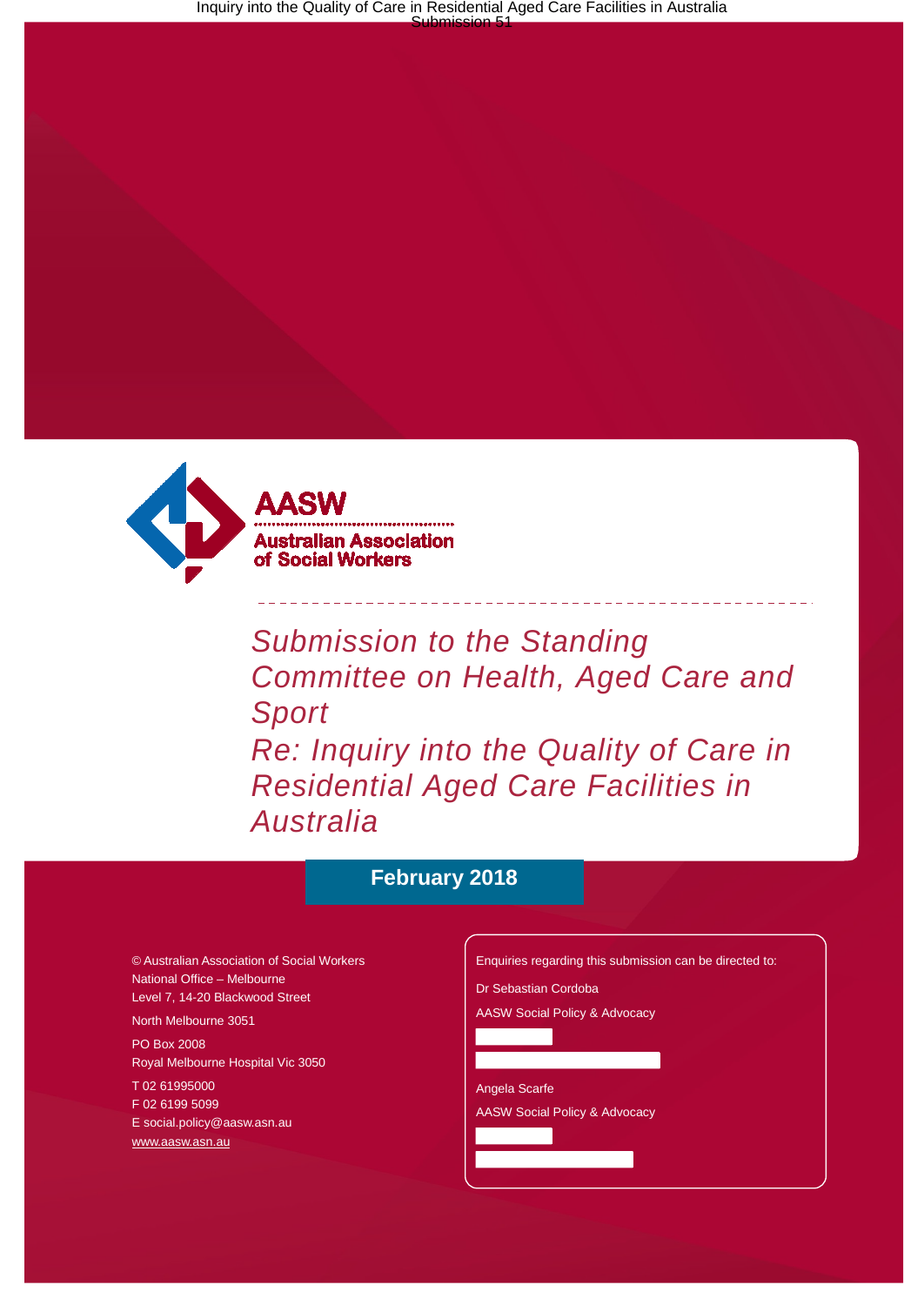**AASW**

**Australian Association of Social Workers**

# *Submission to the Standing Committee on Health, Aged Care and Sport*

# *Re: Inquiry into the Quality of Care in Residential Aged Care Facilities in Australia*

**February 2018**

© Australian Association of Social Workers
National Office – Melbourne
Level 7, 14-20 Blackwood Street
North Melbourne 3051

PO Box 2008
Royal Melbourne Hospital Vic 3050

T 02 61995000
F 02 6199 5099
E social.policy@aasw.asn.au
www.aasw.asn.au

Enquiries regarding this submission can be directed to:

Dr Sebastian Cordoba
AASW Social Policy & Advocacy

Angela Scarfe
AASW Social Policy & Advocacy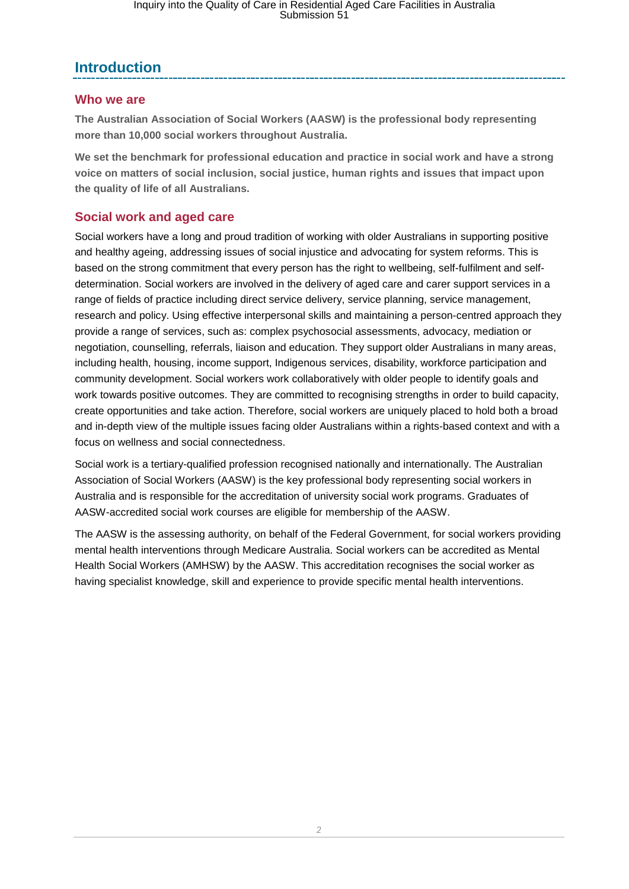## Introduction

### Who we are

**The Australian Association of Social Workers (AASW) is the professional body representing more than 10,000 social workers throughout Australia.**

**We set the benchmark for professional education and practice in social work and have a strong voice on matters of social inclusion, social justice, human rights and issues that impact upon the quality of life of all Australians.**

### Social work and aged care

Social workers have a long and proud tradition of working with older Australians in supporting positive and healthy ageing, addressing issues of social injustice and advocating for system reforms. This is based on the strong commitment that every person has the right to wellbeing, self-fulfilment and self-determination. Social workers are involved in the delivery of aged care and carer support services in a range of fields of practice including direct service delivery, service planning, service management, research and policy. Using effective interpersonal skills and maintaining a person-centred approach they provide a range of services, such as: complex psychosocial assessments, advocacy, mediation or negotiation, counselling, referrals, liaison and education. They support older Australians in many areas, including health, housing, income support, Indigenous services, disability, workforce participation and community development. Social workers work collaboratively with older people to identify goals and work towards positive outcomes. They are committed to recognising strengths in order to build capacity, create opportunities and take action. Therefore, social workers are uniquely placed to hold both a broad and in-depth view of the multiple issues facing older Australians within a rights-based context and with a focus on wellness and social connectedness.

Social work is a tertiary-qualified profession recognised nationally and internationally. The Australian Association of Social Workers (AASW) is the key professional body representing social workers in Australia and is responsible for the accreditation of university social work programs. Graduates of AASW-accredited social work courses are eligible for membership of the AASW.

The AASW is the assessing authority, on behalf of the Federal Government, for social workers providing mental health interventions through Medicare Australia. Social workers can be accredited as Mental Health Social Workers (AMHSW) by the AASW. This accreditation recognises the social worker as having specialist knowledge, skill and experience to provide specific mental health interventions.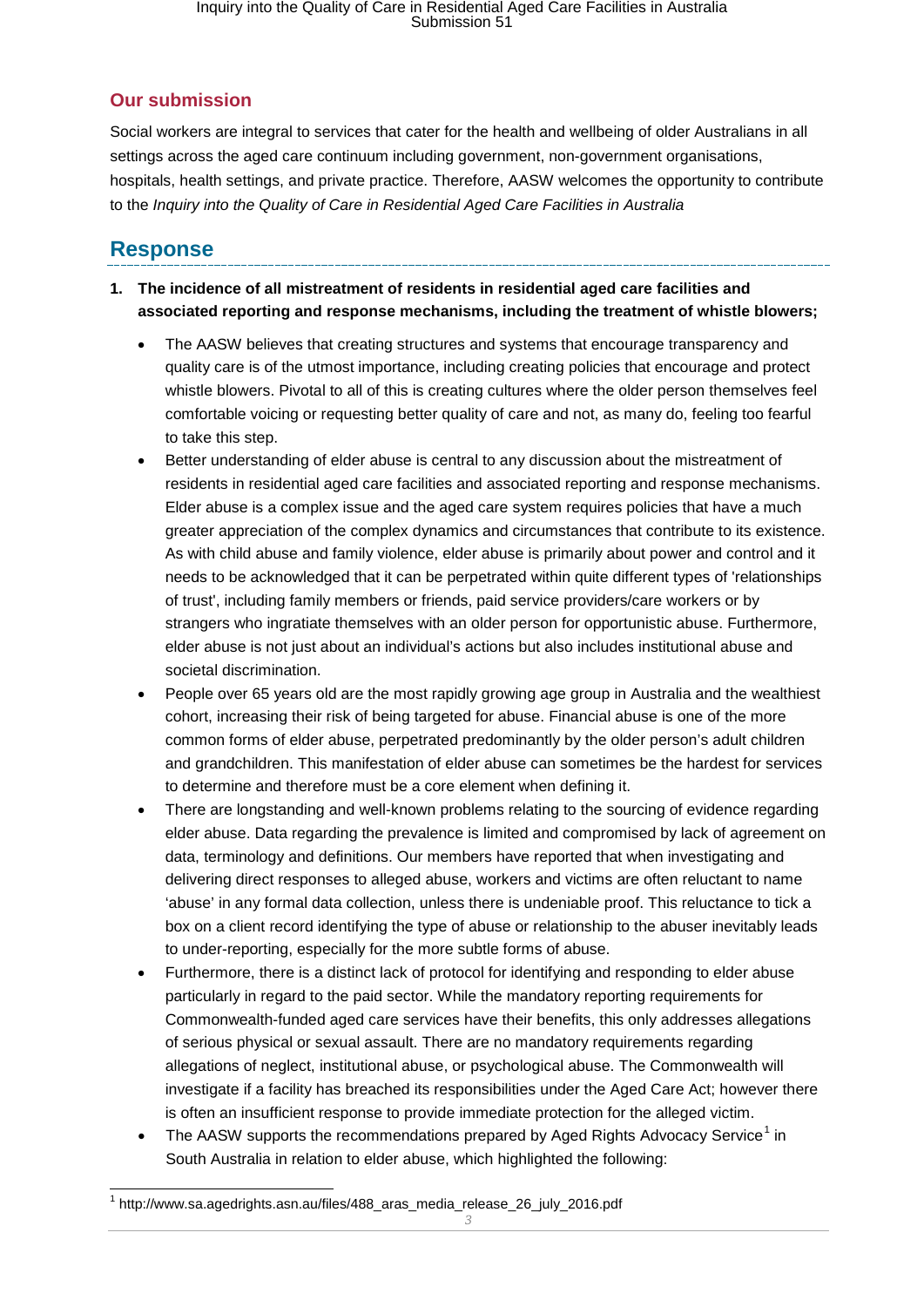## Our submission

Social workers are integral to services that cater for the health and wellbeing of older Australians in all settings across the aged care continuum including government, non-government organisations, hospitals, health settings, and private practice. Therefore, AASW welcomes the opportunity to contribute to the *Inquiry into the Quality of Care in Residential Aged Care Facilities in Australia*

# Response

1. **The incidence of all mistreatment of residents in residential aged care facilities and associated reporting and response mechanisms, including the treatment of whistle blowers;**

   - The AASW believes that creating structures and systems that encourage transparency and quality care is of the utmost importance, including creating policies that encourage and protect whistle blowers. Pivotal to all of this is creating cultures where the older person themselves feel comfortable voicing or requesting better quality of care and not, as many do, feeling too fearful to take this step.
   - Better understanding of elder abuse is central to any discussion about the mistreatment of residents in residential aged care facilities and associated reporting and response mechanisms. Elder abuse is a complex issue and the aged care system requires policies that have a much greater appreciation of the complex dynamics and circumstances that contribute to its existence. As with child abuse and family violence, elder abuse is primarily about power and control and it needs to be acknowledged that it can be perpetrated within quite different types of 'relationships of trust', including family members or friends, paid service providers/care workers or by strangers who ingratiate themselves with an older person for opportunistic abuse. Furthermore, elder abuse is not just about an individual's actions but also includes institutional abuse and societal discrimination.
   - People over 65 years old are the most rapidly growing age group in Australia and the wealthiest cohort, increasing their risk of being targeted for abuse. Financial abuse is one of the more common forms of elder abuse, perpetrated predominantly by the older person's adult children and grandchildren. This manifestation of elder abuse can sometimes be the hardest for services to determine and therefore must be a core element when defining it.
   - There are longstanding and well-known problems relating to the sourcing of evidence regarding elder abuse. Data regarding the prevalence is limited and compromised by lack of agreement on data, terminology and definitions. Our members have reported that when investigating and delivering direct responses to alleged abuse, workers and victims are often reluctant to name 'abuse' in any formal data collection, unless there is undeniable proof. This reluctance to tick a box on a client record identifying the type of abuse or relationship to the abuser inevitably leads to under-reporting, especially for the more subtle forms of abuse.
   - Furthermore, there is a distinct lack of protocol for identifying and responding to elder abuse particularly in regard to the paid sector. While the mandatory reporting requirements for Commonwealth-funded aged care services have their benefits, this only addresses allegations of serious physical or sexual assault. There are no mandatory requirements regarding allegations of neglect, institutional abuse, or psychological abuse. The Commonwealth will investigate if a facility has breached its responsibilities under the Aged Care Act; however there is often an insufficient response to provide immediate protection for the alleged victim.
   - The AASW supports the recommendations prepared by Aged Rights Advocacy Service[1] in South Australia in relation to elder abuse, which highlighted the following:

[1] http://www.sa.agedrights.asn.au/files/488_aras_media_release_26_july_2016.pdf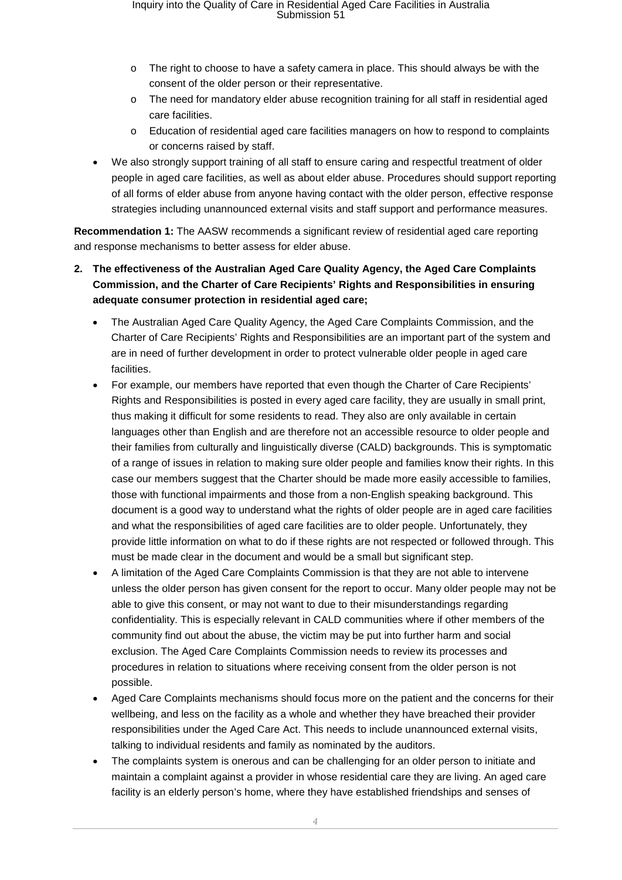- The right to choose to have a safety camera in place. This should always be with the consent of the older person or their representative.
  - The need for mandatory elder abuse recognition training for all staff in residential aged care facilities.
  - Education of residential aged care facilities managers on how to respond to complaints or concerns raised by staff.
- We also strongly support training of all staff to ensure caring and respectful treatment of older people in aged care facilities, as well as about elder abuse. Procedures should support reporting of all forms of elder abuse from anyone having contact with the older person, effective response strategies including unannounced external visits and staff support and performance measures.

**Recommendation 1:** The AASW recommends a significant review of residential aged care reporting and response mechanisms to better assess for elder abuse.

2. **The effectiveness of the Australian Aged Care Quality Agency, the Aged Care Complaints Commission, and the Charter of Care Recipients' Rights and Responsibilities in ensuring adequate consumer protection in residential aged care;**

- The Australian Aged Care Quality Agency, the Aged Care Complaints Commission, and the Charter of Care Recipients' Rights and Responsibilities are an important part of the system and are in need of further development in order to protect vulnerable older people in aged care facilities.
- For example, our members have reported that even though the Charter of Care Recipients' Rights and Responsibilities is posted in every aged care facility, they are usually in small print, thus making it difficult for some residents to read. They also are only available in certain languages other than English and are therefore not an accessible resource to older people and their families from culturally and linguistically diverse (CALD) backgrounds. This is symptomatic of a range of issues in relation to making sure older people and families know their rights. In this case our members suggest that the Charter should be made more easily accessible to families, those with functional impairments and those from a non-English speaking background. This document is a good way to understand what the rights of older people are in aged care facilities and what the responsibilities of aged care facilities are to older people. Unfortunately, they provide little information on what to do if these rights are not respected or followed through. This must be made clear in the document and would be a small but significant step.
- A limitation of the Aged Care Complaints Commission is that they are not able to intervene unless the older person has given consent for the report to occur. Many older people may not be able to give this consent, or may not want to due to their misunderstandings regarding confidentiality. This is especially relevant in CALD communities where if other members of the community find out about the abuse, the victim may be put into further harm and social exclusion. The Aged Care Complaints Commission needs to review its processes and procedures in relation to situations where receiving consent from the older person is not possible.
- Aged Care Complaints mechanisms should focus more on the patient and the concerns for their wellbeing, and less on the facility as a whole and whether they have breached their provider responsibilities under the Aged Care Act. This needs to include unannounced external visits, talking to individual residents and family as nominated by the auditors.
- The complaints system is onerous and can be challenging for an older person to initiate and maintain a complaint against a provider in whose residential care they are living. An aged care facility is an elderly person's home, where they have established friendships and senses of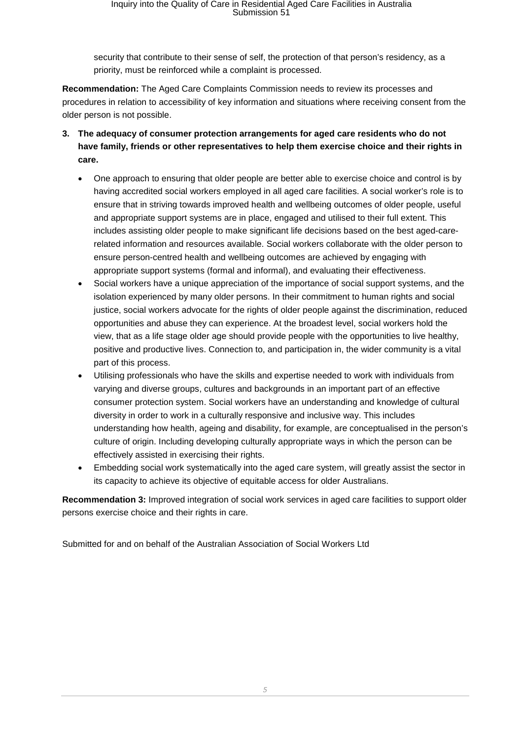security that contribute to their sense of self, the protection of that person's residency, as a priority, must be reinforced while a complaint is processed.

**Recommendation:** The Aged Care Complaints Commission needs to review its processes and procedures in relation to accessibility of key information and situations where receiving consent from the older person is not possible.

3. **The adequacy of consumer protection arrangements for aged care residents who do not have family, friends or other representatives to help them exercise choice and their rights in care.**

   - One approach to ensuring that older people are better able to exercise choice and control is by having accredited social workers employed in all aged care facilities. A social worker's role is to ensure that in striving towards improved health and wellbeing outcomes of older people, useful and appropriate support systems are in place, engaged and utilised to their full extent. This includes assisting older people to make significant life decisions based on the best aged-care-related information and resources available. Social workers collaborate with the older person to ensure person-centred health and wellbeing outcomes are achieved by engaging with appropriate support systems (formal and informal), and evaluating their effectiveness.
   - Social workers have a unique appreciation of the importance of social support systems, and the isolation experienced by many older persons. In their commitment to human rights and social justice, social workers advocate for the rights of older people against the discrimination, reduced opportunities and abuse they can experience. At the broadest level, social workers hold the view, that as a life stage older age should provide people with the opportunities to live healthy, positive and productive lives. Connection to, and participation in, the wider community is a vital part of this process.
   - Utilising professionals who have the skills and expertise needed to work with individuals from varying and diverse groups, cultures and backgrounds in an important part of an effective consumer protection system. Social workers have an understanding and knowledge of cultural diversity in order to work in a culturally responsive and inclusive way. This includes understanding how health, ageing and disability, for example, are conceptualised in the person's culture of origin. Including developing culturally appropriate ways in which the person can be effectively assisted in exercising their rights.
   - Embedding social work systematically into the aged care system, will greatly assist the sector in its capacity to achieve its objective of equitable access for older Australians.

**Recommendation 3:** Improved integration of social work services in aged care facilities to support older persons exercise choice and their rights in care.

Submitted for and on behalf of the Australian Association of Social Workers Ltd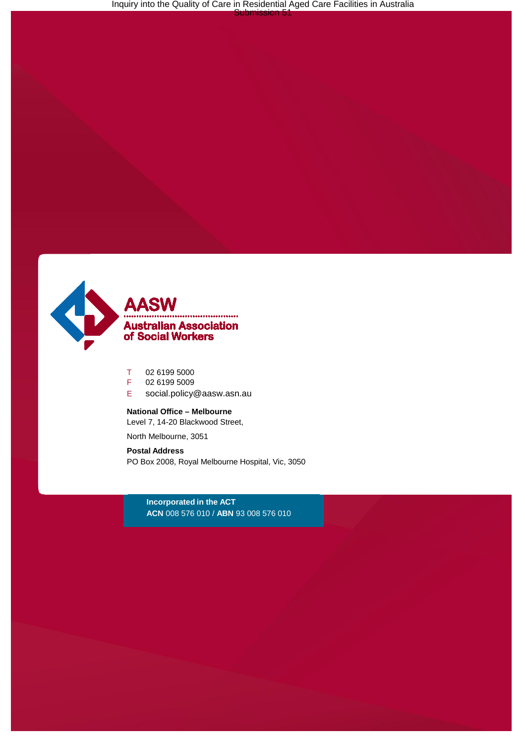**AASW**

**Australian Association of Social Workers**

T 02 6199 5000
F 02 6199 5009
E social.policy@aasw.asn.au

**National Office – Melbourne**
Level 7, 14-20 Blackwood Street,

North Melbourne, 3051

**Postal Address**
PO Box 2008, Royal Melbourne Hospital, Vic, 3050

**Incorporated in the ACT**
**ACN** 008 576 010 / **ABN** 93 008 576 010